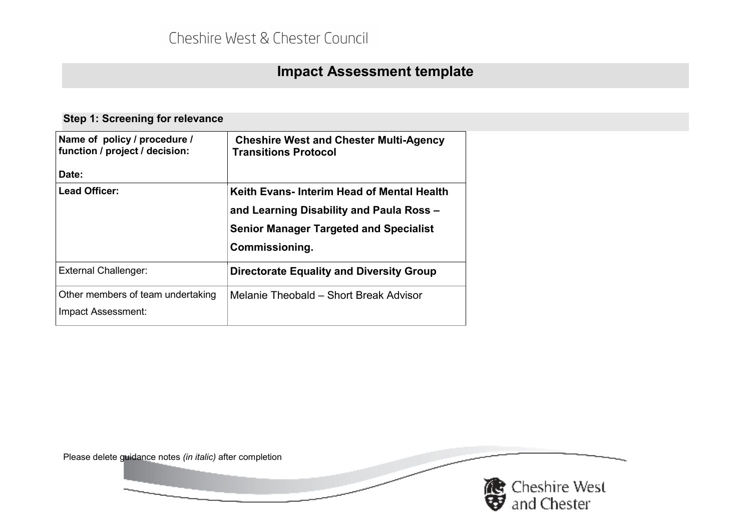Cheshire West & Chester Council

# Impact Assessment template

## Step 1: Screening for relevance

| | |
|---|---|
| **Name of policy / procedure / function / project / decision:**<br><br>**Date:** | **Cheshire West and Chester Multi-Agency Transitions Protocol** |
| **Lead Officer:** | **Keith Evans- Interim Head of Mental Health and Learning Disability and Paula Ross – Senior Manager Targeted and Specialist Commissioning.** |
| External Challenger: | **Directorate Equality and Diversity Group** |
| Other members of team undertaking Impact Assessment: | Melanie Theobald – Short Break Advisor |

Please delete guidance notes *(in italic)* after completion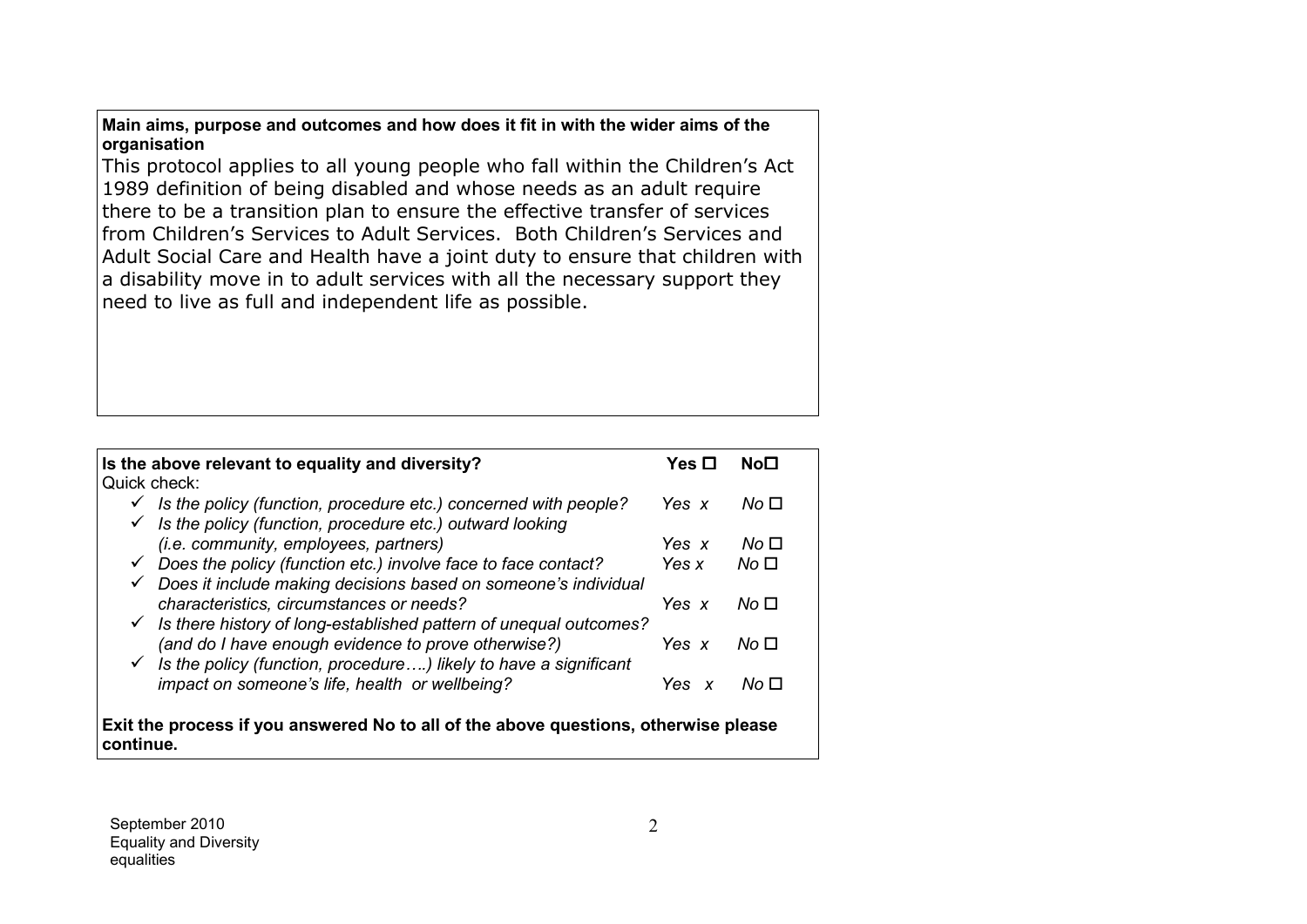**Main aims, purpose and outcomes and how does it fit in with the wider aims of the organisation**

This protocol applies to all young people who fall within the Children's Act 1989 definition of being disabled and whose needs as an adult require there to be a transition plan to ensure the effective transfer of services from Children's Services to Adult Services. Both Children's Services and Adult Social Care and Health have a joint duty to ensure that children with a disability move in to adult services with all the necessary support they need to live as full and independent life as possible.

| **Is the above relevant to equality and diversity?** | **Yes ☐** | **No☐** |
|---|---|---|
| Quick check: | | |
| ✓ *Is the policy (function, procedure etc.) concerned with people?* | *Yes x* | *No ☐* |
| ✓ *Is the policy (function, procedure etc.) outward looking (i.e. community, employees, partners)* | *Yes x* | *No ☐* |
| ✓ *Does the policy (function etc.) involve face to face contact?* | *Yes x* | *No ☐* |
| ✓ *Does it include making decisions based on someone's individual characteristics, circumstances or needs?* | *Yes x* | *No ☐* |
| ✓ *Is there history of long-established pattern of unequal outcomes? (and do I have enough evidence to prove otherwise?)* | *Yes x* | *No ☐* |
| ✓ *Is the policy (function, procedure….) likely to have a significant impact on someone's life, health or wellbeing?* | *Yes x* | *No ☐* |

**Exit the process if you answered No to all of the above questions, otherwise please continue.**

September 2010
Equality and Diversity
equalities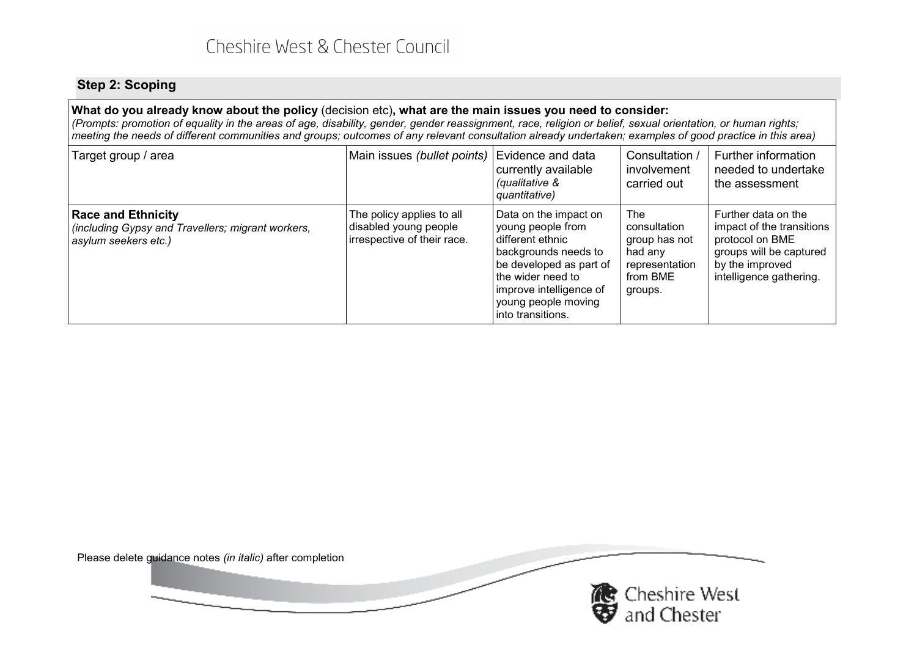## Step 2: Scoping

| **What do you already know about the policy** (decision etc)**, what are the main issues you need to consider:** *(Prompts: promotion of equality in the areas of age, disability, gender, gender reassignment, race, religion or belief, sexual orientation, or human rights; meeting the needs of different communities and groups; outcomes of any relevant consultation already undertaken; examples of good practice in this area)* | | | | |
|---|---|---|---|---|
| Target group / area | Main issues *(bullet points)* | Evidence and data currently available *(qualitative & quantitative)* | Consultation / involvement carried out | Further information needed to undertake the assessment |
| **Race and Ethnicity** *(including Gypsy and Travellers; migrant workers, asylum seekers etc.)* | The policy applies to all disabled young people irrespective of their race. | Data on the impact on young people from different ethnic backgrounds needs to be developed as part of the wider need to improve intelligence of young people moving into transitions. | The consultation group has not had any representation from BME groups. | Further data on the impact of the transitions protocol on BME groups will be captured by the improved intelligence gathering. |

Please delete guidance notes *(in italic)* after completion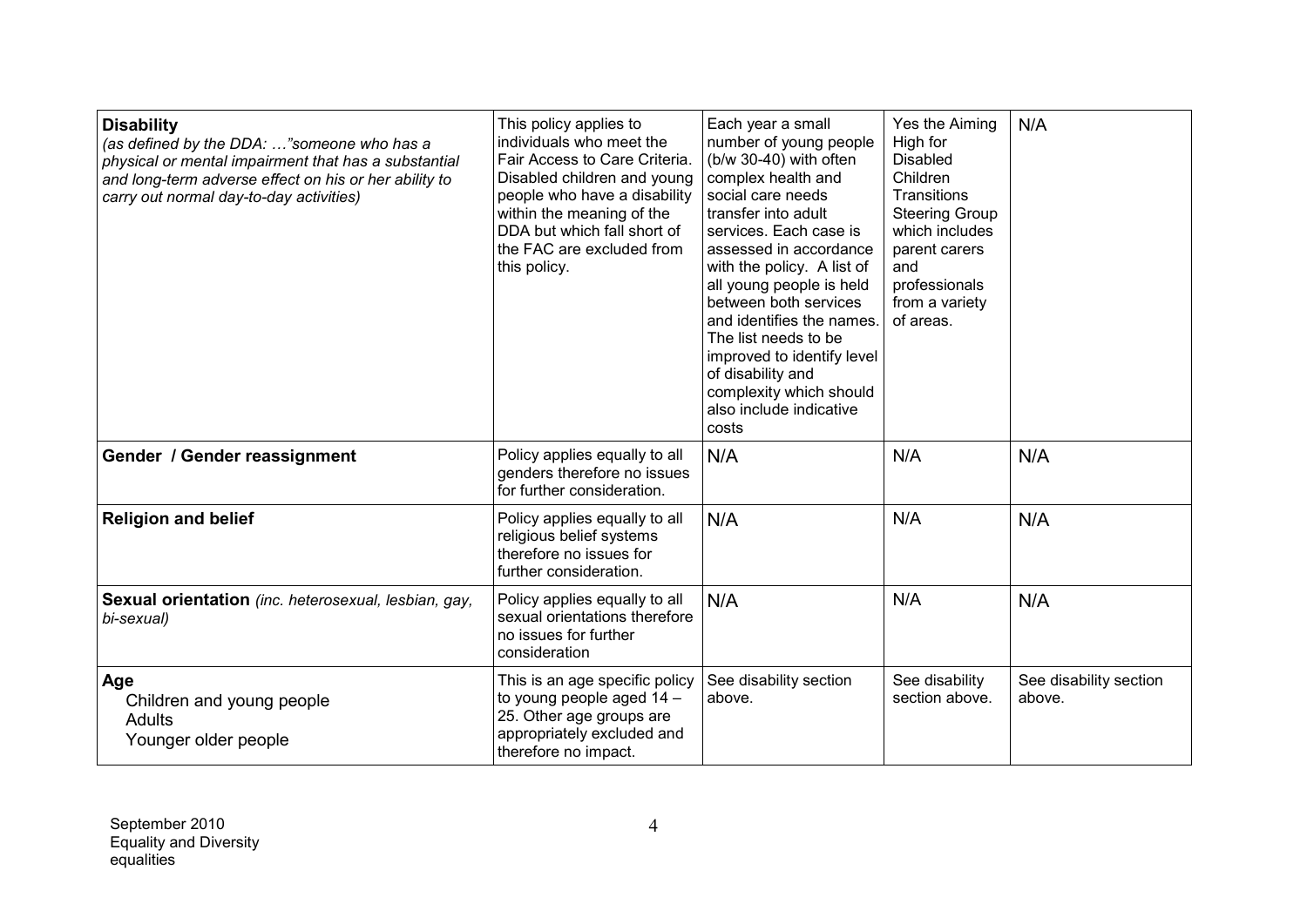| | | | | |
|---|---|---|---|---|
| **Disability** *(as defined by the DDA: …"someone who has a physical or mental impairment that has a substantial and long-term adverse effect on his or her ability to carry out normal day-to-day activities)* | This policy applies to individuals who meet the Fair Access to Care Criteria. Disabled children and young people who have a disability within the meaning of the DDA but which fall short of the FAC are excluded from this policy. | Each year a small number of young people (b/w 30-40) with often complex health and social care needs transfer into adult services. Each case is assessed in accordance with the policy. A list of all young people is held between both services and identifies the names. The list needs to be improved to identify level of disability and complexity which should also include indicative costs | Yes the Aiming High for Disabled Children Transitions Steering Group which includes parent carers and professionals from a variety of areas. | N/A |
| **Gender / Gender reassignment** | Policy applies equally to all genders therefore no issues for further consideration. | N/A | N/A | N/A |
| **Religion and belief** | Policy applies equally to all religious belief systems therefore no issues for further consideration. | N/A | N/A | N/A |
| **Sexual orientation** *(inc. heterosexual, lesbian, gay, bi-sexual)* | Policy applies equally to all sexual orientations therefore no issues for further consideration | N/A | N/A | N/A |
| **Age** Children and young people Adults Younger older people | This is an age specific policy to young people aged 14 – 25. Other age groups are appropriately excluded and therefore no impact. | See disability section above. | See disability section above. | See disability section above. |

September 2010
Equality and Diversity
equalities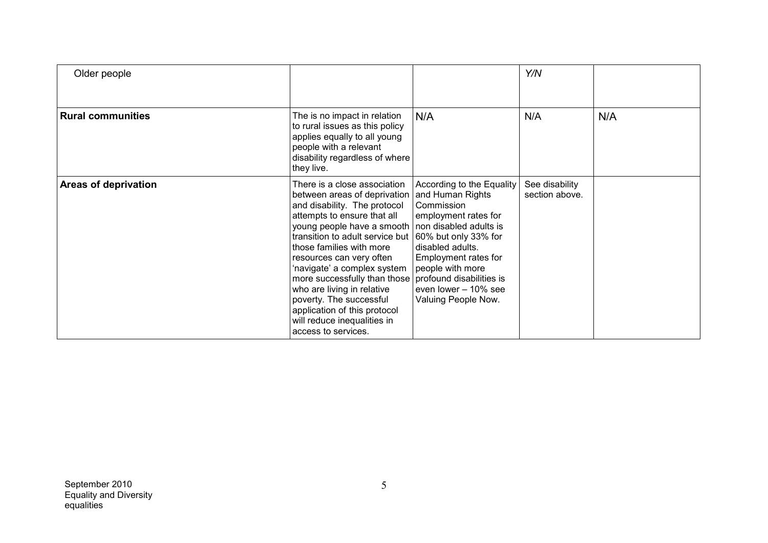| Older people | | | *Y/N* | |
|---|---|---|---|---|
| **Rural communities** | The is no impact in relation to rural issues as this policy applies equally to all young people with a relevant disability regardless of where they live. | N/A | N/A | N/A |
| **Areas of deprivation** | There is a close association between areas of deprivation and disability. The protocol attempts to ensure that all young people have a smooth transition to adult service but those families with more resources can very often 'navigate' a complex system more successfully than those who are living in relative poverty. The successful application of this protocol will reduce inequalities in access to services. | According to the Equality and Human Rights Commission employment rates for non disabled adults is 60% but only 33% for disabled adults. Employment rates for people with more profound disabilities is even lower – 10% see Valuing People Now. | See disability section above. | |

September 2010
Equality and Diversity
equalities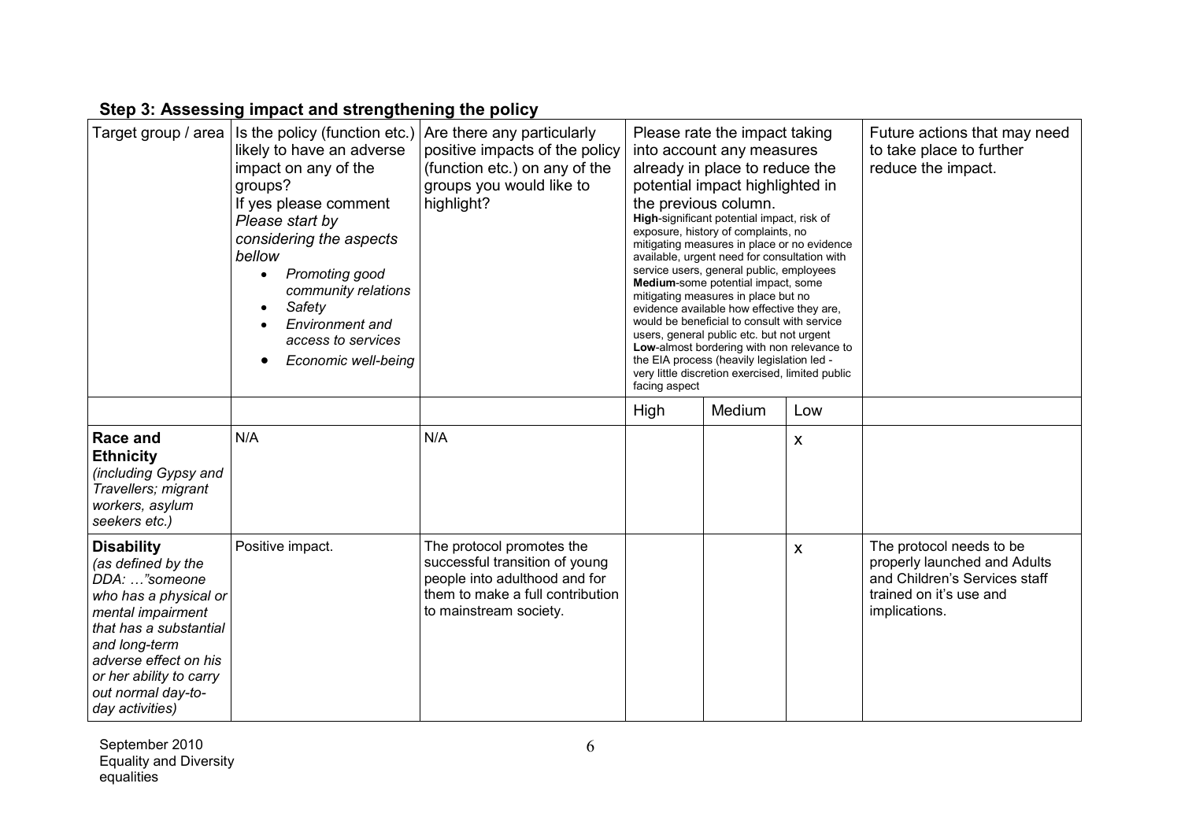## Step 3: Assessing impact and strengthening the policy

| Target group / area | Is the policy (function etc.) likely to have an adverse impact on any of the groups? If yes please comment *Please start by considering the aspects bellow* <br>• *Promoting good community relations* <br>• *Safety* <br>• *Environment and access to services* <br>• *Economic well-being* | Are there any particularly positive impacts of the policy (function etc.) on any of the groups you would like to highlight? | Please rate the impact taking into account any measures already in place to reduce the potential impact highlighted in the previous column. **High**-significant potential impact, risk of exposure, history of complaints, no mitigating measures in place or no evidence available, urgent need for consultation with service users, general public, employees **Medium**-some potential impact, some mitigating measures in place but no evidence available how effective they are, would be beneficial to consult with service users, general public etc. but not urgent **Low**-almost bordering with non relevance to the EIA process (heavily legislation led - very little discretion exercised, limited public facing aspect | | | Future actions that may need to take place to further reduce the impact. |
|---|---|---|---|---|---|---|
| | | | High | Medium | Low | |
| **Race and Ethnicity** *(including Gypsy and Travellers; migrant workers, asylum seekers etc.)* | N/A | N/A | | | x | |
| **Disability** *(as defined by the DDA: …"someone who has a physical or mental impairment that has a substantial and long-term adverse effect on his or her ability to carry out normal day-to-day activities)* | Positive impact. | The protocol promotes the successful transition of young people into adulthood and for them to make a full contribution to mainstream society. | | | x | The protocol needs to be properly launched and Adults and Children's Services staff trained on it's use and implications. |

September 2010
Equality and Diversity
equalities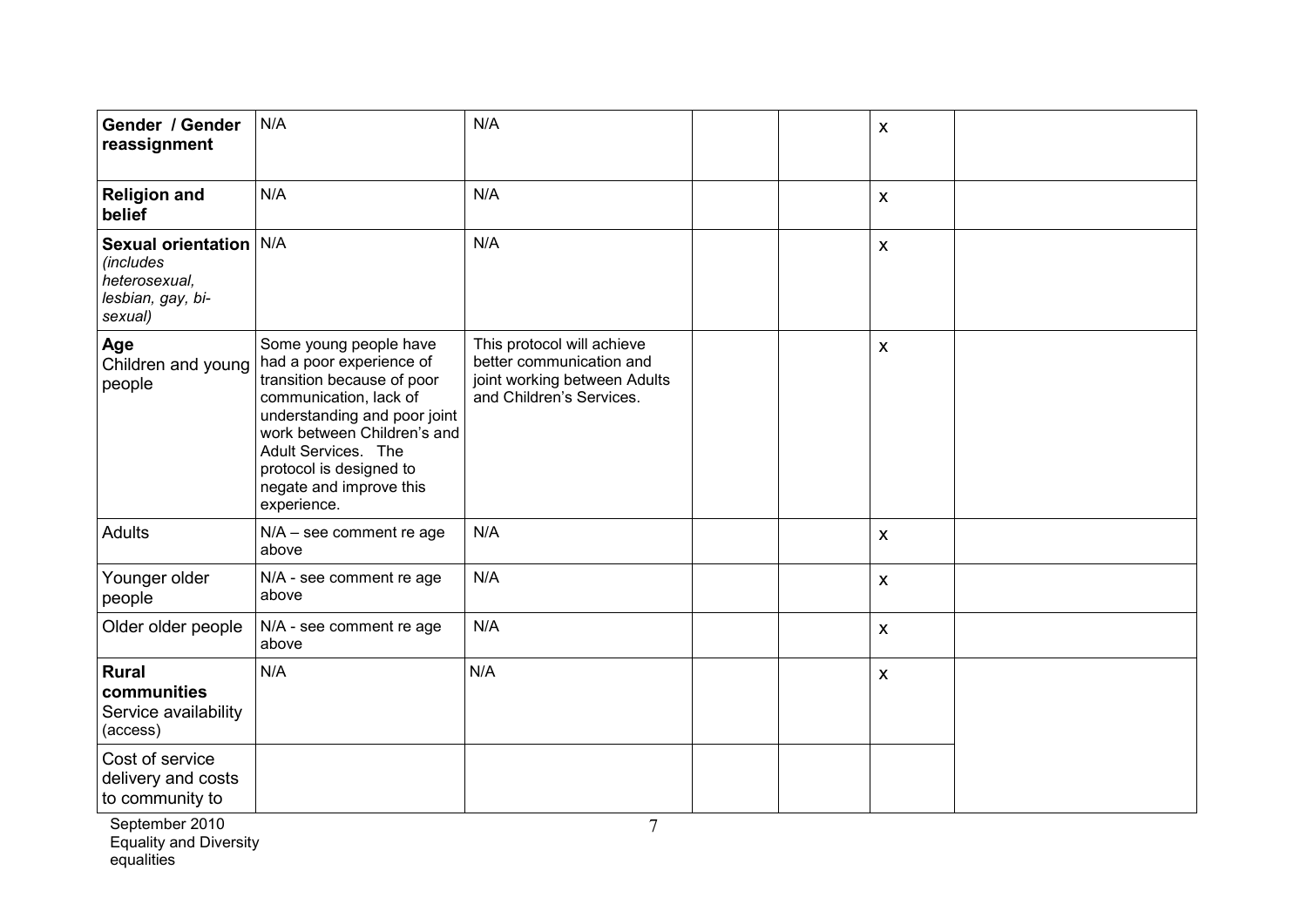| **Gender / Gender reassignment** | N/A | N/A | | | x | |
|---|---|---|---|---|---|---|
| **Religion and belief** | N/A | N/A | | | x | |
| **Sexual orientation** *(includes heterosexual, lesbian, gay, bi-sexual)* | N/A | N/A | | | x | |
| **Age** Children and young people | Some young people have had a poor experience of transition because of poor communication, lack of understanding and poor joint work between Children's and Adult Services. The protocol is designed to negate and improve this experience. | This protocol will achieve better communication and joint working between Adults and Children's Services. | | | x | |
| Adults | N/A – see comment re age above | N/A | | | x | |
| Younger older people | N/A - see comment re age above | N/A | | | x | |
| Older older people | N/A - see comment re age above | N/A | | | x | |
| **Rural communities** Service availability (access) | N/A | N/A | | | x | |
| Cost of service delivery and costs to community to | | | | | | |

September 2010
Equality and Diversity
equalities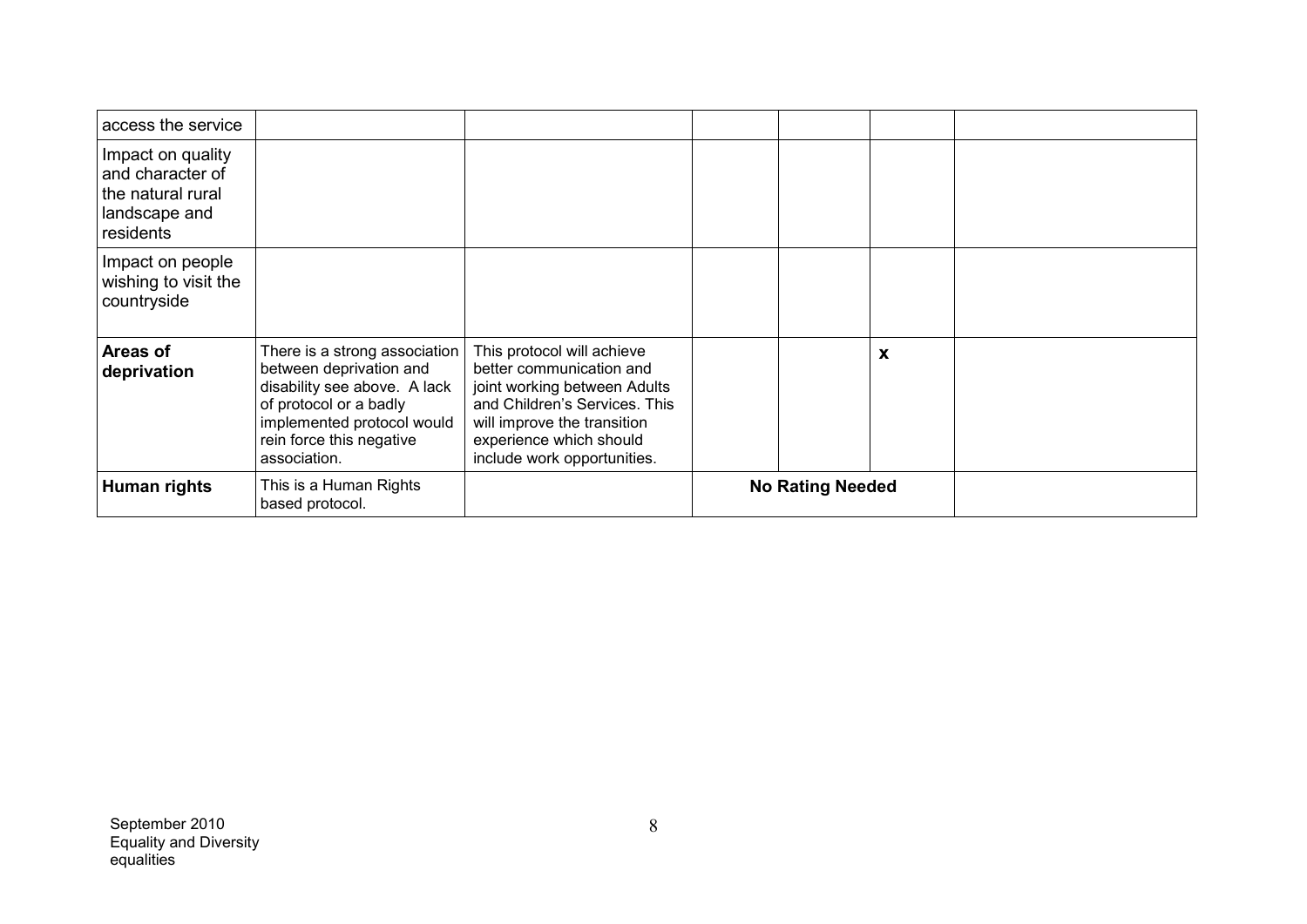| access the service | | | | | | |
|---|---|---|---|---|---|---|
| Impact on quality and character of the natural rural landscape and residents | | | | | | |
| Impact on people wishing to visit the countryside | | | | | | |
| **Areas of deprivation** | There is a strong association between deprivation and disability see above. A lack of protocol or a badly implemented protocol would rein force this negative association. | This protocol will achieve better communication and joint working between Adults and Children's Services. This will improve the transition experience which should include work opportunities. | | | **x** | |
| **Human rights** | This is a Human Rights based protocol. | | **No Rating Needed** | | | |

September 2010
Equality and Diversity
equalities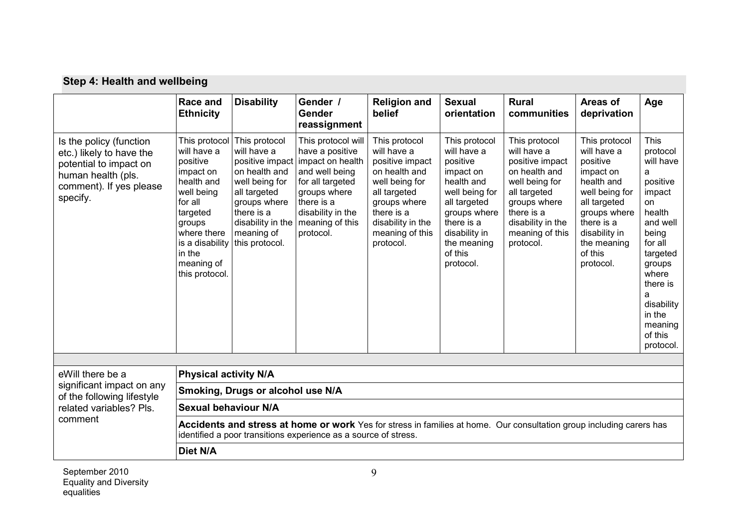## Step 4: Health and wellbeing

| | Race and Ethnicity | Disability | Gender / Gender reassignment | Religion and belief | Sexual orientation | Rural communities | Areas of deprivation | Age |
|---|---|---|---|---|---|---|---|---|
| Is the policy (function etc.) likely to have the potential to impact on human health (pls. comment). If yes please specify. | This protocol will have a positive impact on health and well being for all targeted groups where there is a disability in the meaning of this protocol. | This protocol will have a positive impact on health and well being for all targeted groups where there is a disability in the meaning of this protocol. | This protocol will have a positive impact on health and well being for all targeted groups where there is a disability in the meaning of this protocol. | This protocol will have a positive impact on health and well being for all targeted groups where there is a disability in the meaning of this protocol. | This protocol will have a positive impact on health and well being for all targeted groups where there is a disability in the meaning of this protocol. | This protocol will have a positive impact on health and well being for all targeted groups where there is a disability in the meaning of this protocol. | This protocol will have a positive impact on health and well being for all targeted groups where there is a disability in the meaning of this protocol. | This protocol will have a positive impact on health and well being for all targeted groups where there is a disability in the meaning of this protocol. |

| | |
|---|---|
| eWill there be a significant impact on any of the following lifestyle related variables? Pls. comment | **Physical activity N/A** |
| | **Smoking, Drugs or alcohol use N/A** |
| | **Sexual behaviour N/A** |
| | **Accidents and stress at home or work** Yes for stress in families at home. Our consultation group including carers has identified a poor transitions experience as a source of stress. |
| | **Diet N/A** |

September 2010
Equality and Diversity
equalities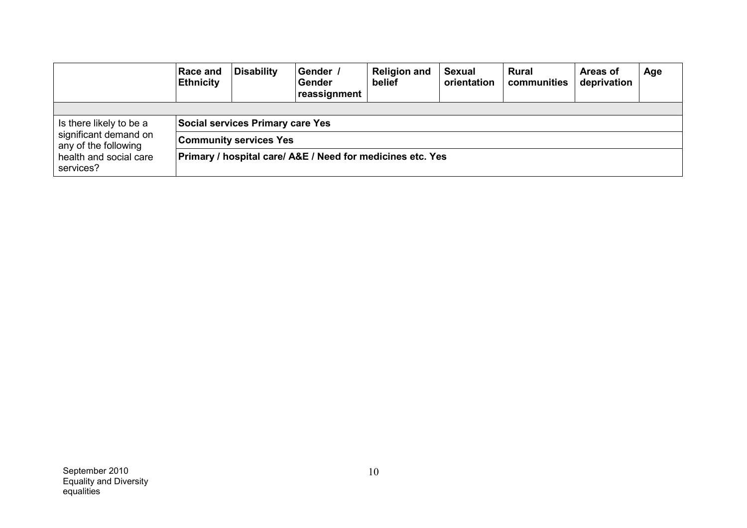| | Race and Ethnicity | Disability | Gender / Gender reassignment | Religion and belief | Sexual orientation | Rural communities | Areas of deprivation | Age |
|---|---|---|---|---|---|---|---|---|
| | | | | | | | | |
| Is there likely to be a significant demand on any of the following health and social care services? | **Social services Primary care Yes** | | | | | | | |
| | **Community services Yes** | | | | | | | |
| | **Primary / hospital care/ A&E / Need for medicines etc. Yes** | | | | | | | |

September 2010
Equality and Diversity
equalities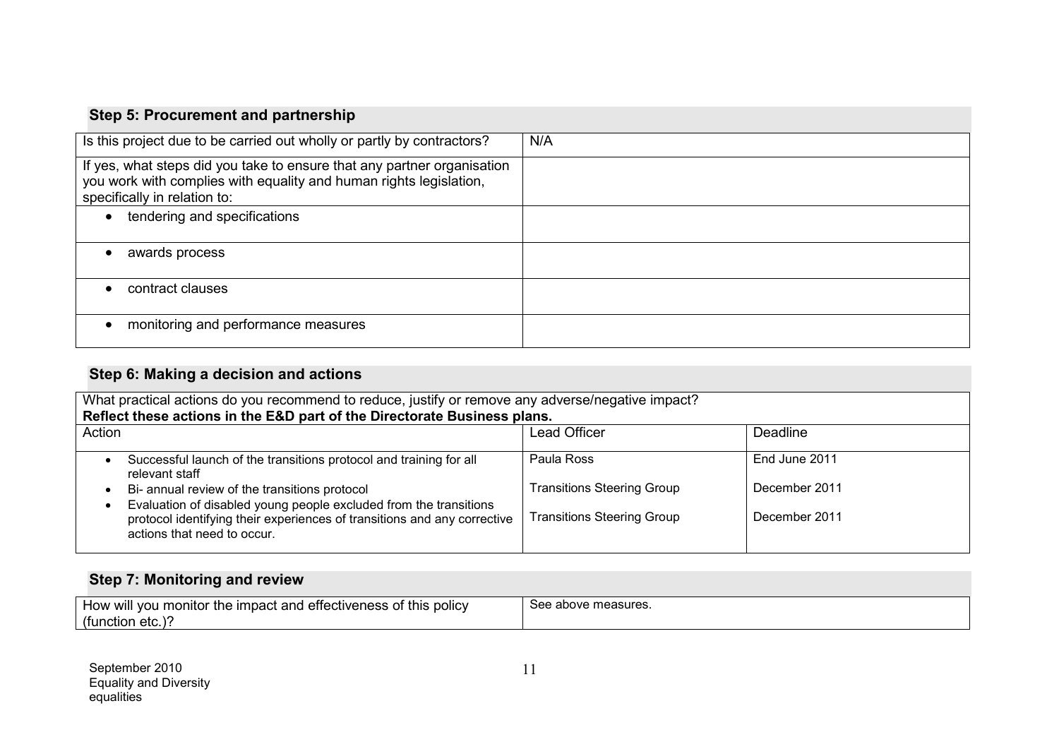## Step 5: Procurement and partnership

| Is this project due to be carried out wholly or partly by contractors? | N/A |
|---|---|
| If yes, what steps did you take to ensure that any partner organisation you work with complies with equality and human rights legislation, specifically in relation to: | |
| • tendering and specifications | |
| • awards process | |
| • contract clauses | |
| • monitoring and performance measures | |

## Step 6: Making a decision and actions

What practical actions do you recommend to reduce, justify or remove any adverse/negative impact?
**Reflect these actions in the E&D part of the Directorate Business plans.**

| Action | Lead Officer | Deadline |
|---|---|---|
| • Successful launch of the transitions protocol and training for all relevant staff | Paula Ross | End June 2011 |
| • Bi- annual review of the transitions protocol | Transitions Steering Group | December 2011 |
| • Evaluation of disabled young people excluded from the transitions protocol identifying their experiences of transitions and any corrective actions that need to occur. | Transitions Steering Group | December 2011 |

## Step 7: Monitoring and review

| How will you monitor the impact and effectiveness of this policy (function etc.)? | See above measures. |
|---|---|

September 2010
Equality and Diversity
equalities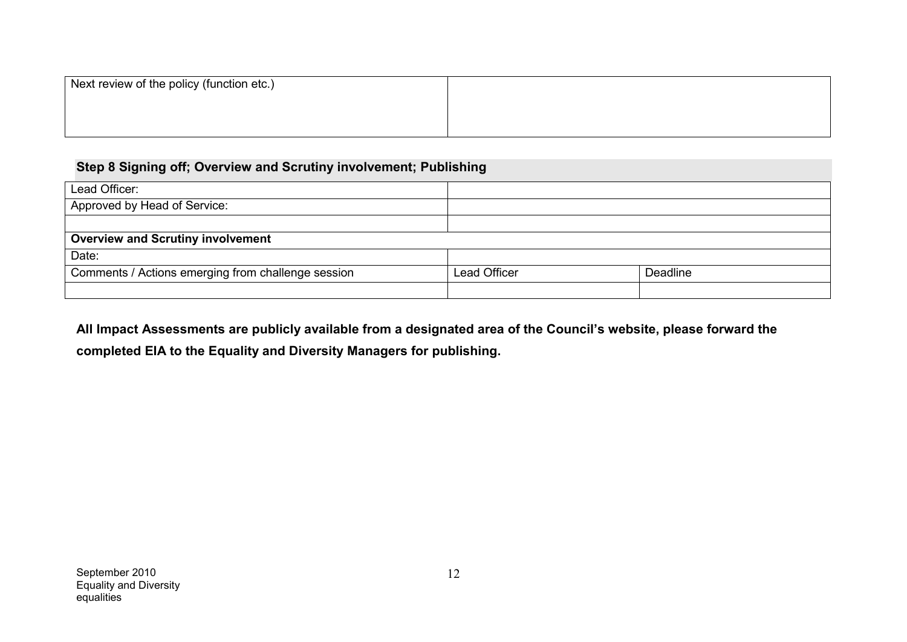| | |
|---|---|
| Next review of the policy (function etc.) | |

## Step 8 Signing off; Overview and Scrutiny involvement; Publishing

| | | |
|---|---|---|
| Lead Officer: | | |
| Approved by Head of Service: | | |
| | | |
| **Overview and Scrutiny involvement** | | |
| Date: | | |
| Comments / Actions emerging from challenge session | Lead Officer | Deadline |
| | | |

**All Impact Assessments are publicly available from a designated area of the Council's website, please forward the completed EIA to the Equality and Diversity Managers for publishing.**

September 2010
Equality and Diversity
equalities